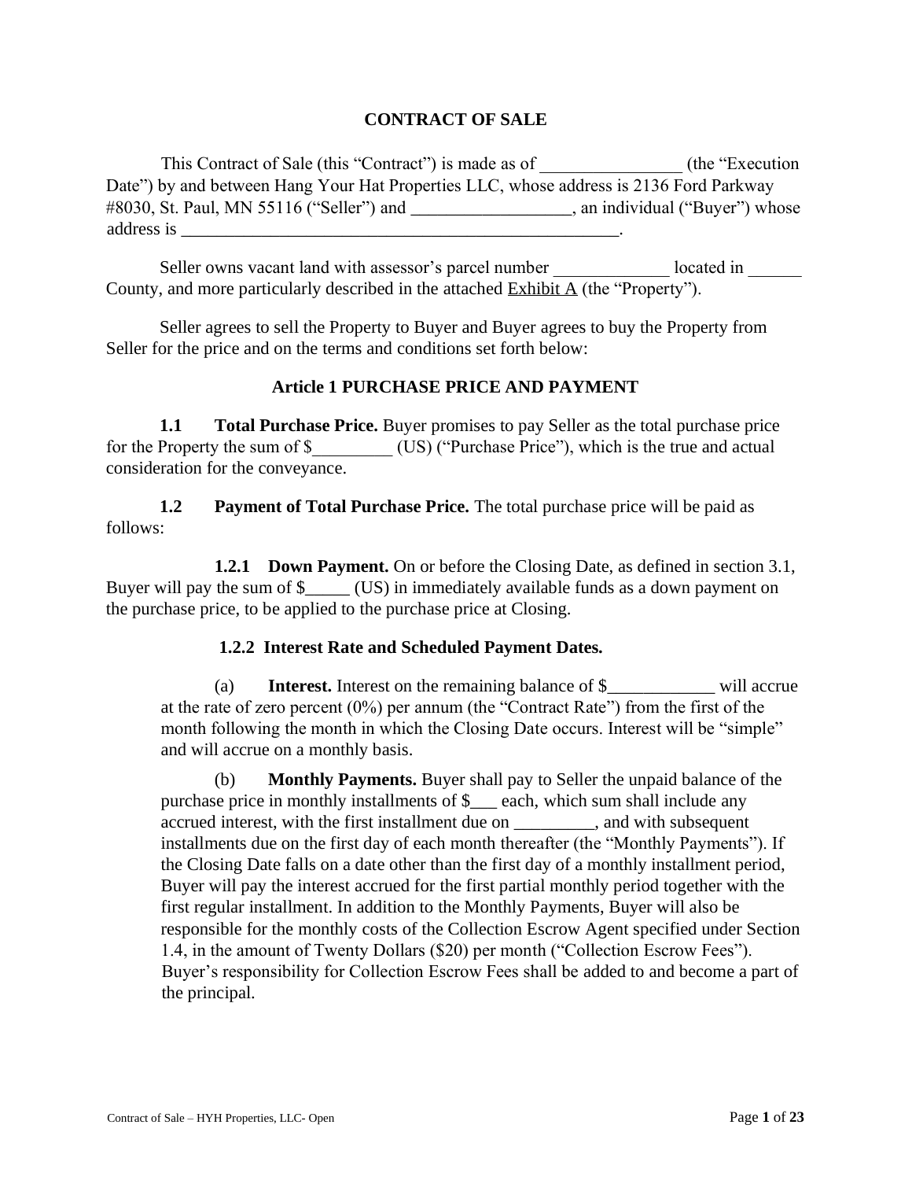# CONTRACT OF SALE

This Contract of Sale (this "Contract") is made as of ________________ (the "Execution Date") by and between Hang Your Hat Properties LLC, whose address is 2136 Ford Parkway #8030, St. Paul, MN 55116 ("Seller") and __________________, an individual ("Buyer") whose address is _____________________________________________________.

Seller owns vacant land with assessor's parcel number _____________ located in ______ County, and more particularly described in the attached Exhibit A (the "Property").

Seller agrees to sell the Property to Buyer and Buyer agrees to buy the Property from Seller for the price and on the terms and conditions set forth below:

## Article 1 PURCHASE PRICE AND PAYMENT

**1.1 Total Purchase Price.** Buyer promises to pay Seller as the total purchase price for the Property the sum of $_________ (US) ("Purchase Price"), which is the true and actual consideration for the conveyance.

**1.2 Payment of Total Purchase Price.** The total purchase price will be paid as follows:

**1.2.1 Down Payment.** On or before the Closing Date, as defined in section 3.1, Buyer will pay the sum of $_____ (US) in immediately available funds as a down payment on the purchase price, to be applied to the purchase price at Closing.

**1.2.2 Interest Rate and Scheduled Payment Dates.**

(a) **Interest.** Interest on the remaining balance of $____________ will accrue at the rate of zero percent (0%) per annum (the "Contract Rate") from the first of the month following the month in which the Closing Date occurs. Interest will be "simple" and will accrue on a monthly basis.

(b) **Monthly Payments.** Buyer shall pay to Seller the unpaid balance of the purchase price in monthly installments of $___ each, which sum shall include any accrued interest, with the first installment due on _________, and with subsequent installments due on the first day of each month thereafter (the "Monthly Payments"). If the Closing Date falls on a date other than the first day of a monthly installment period, Buyer will pay the interest accrued for the first partial monthly period together with the first regular installment. In addition to the Monthly Payments, Buyer will also be responsible for the monthly costs of the Collection Escrow Agent specified under Section 1.4, in the amount of Twenty Dollars ($20) per month ("Collection Escrow Fees"). Buyer's responsibility for Collection Escrow Fees shall be added to and become a part of the principal.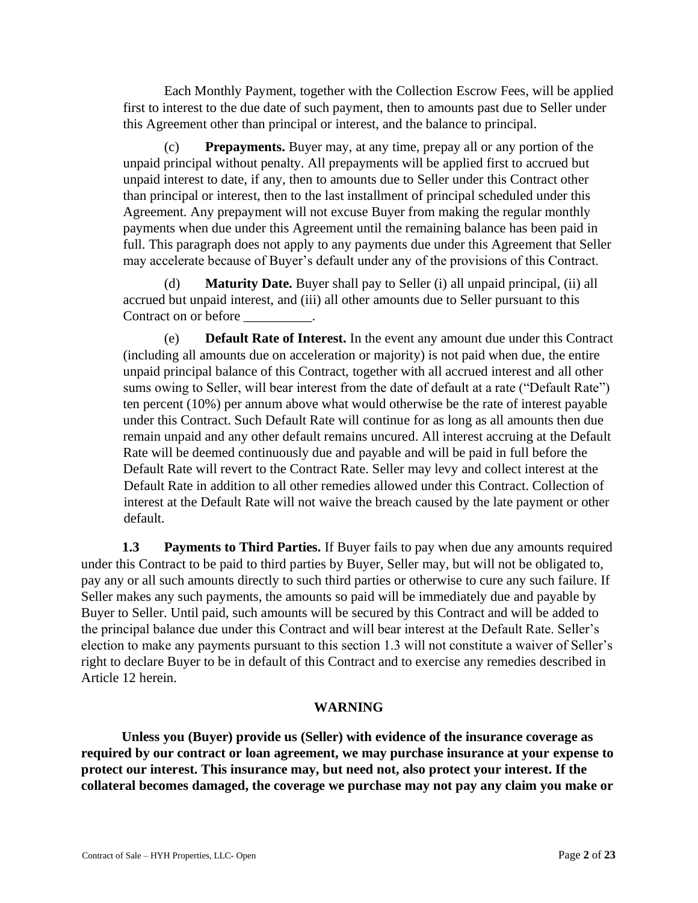Each Monthly Payment, together with the Collection Escrow Fees, will be applied first to interest to the due date of such payment, then to amounts past due to Seller under this Agreement other than principal or interest, and the balance to principal.

(c) **Prepayments.** Buyer may, at any time, prepay all or any portion of the unpaid principal without penalty. All prepayments will be applied first to accrued but unpaid interest to date, if any, then to amounts due to Seller under this Contract other than principal or interest, then to the last installment of principal scheduled under this Agreement. Any prepayment will not excuse Buyer from making the regular monthly payments when due under this Agreement until the remaining balance has been paid in full. This paragraph does not apply to any payments due under this Agreement that Seller may accelerate because of Buyer's default under any of the provisions of this Contract.

(d) **Maturity Date.** Buyer shall pay to Seller (i) all unpaid principal, (ii) all accrued but unpaid interest, and (iii) all other amounts due to Seller pursuant to this Contract on or before __________.

(e) **Default Rate of Interest.** In the event any amount due under this Contract (including all amounts due on acceleration or majority) is not paid when due, the entire unpaid principal balance of this Contract, together with all accrued interest and all other sums owing to Seller, will bear interest from the date of default at a rate ("Default Rate") ten percent (10%) per annum above what would otherwise be the rate of interest payable under this Contract. Such Default Rate will continue for as long as all amounts then due remain unpaid and any other default remains uncured. All interest accruing at the Default Rate will be deemed continuously due and payable and will be paid in full before the Default Rate will revert to the Contract Rate. Seller may levy and collect interest at the Default Rate in addition to all other remedies allowed under this Contract. Collection of interest at the Default Rate will not waive the breach caused by the late payment or other default.

**1.3 Payments to Third Parties.** If Buyer fails to pay when due any amounts required under this Contract to be paid to third parties by Buyer, Seller may, but will not be obligated to, pay any or all such amounts directly to such third parties or otherwise to cure any such failure. If Seller makes any such payments, the amounts so paid will be immediately due and payable by Buyer to Seller. Until paid, such amounts will be secured by this Contract and will be added to the principal balance due under this Contract and will bear interest at the Default Rate. Seller's election to make any payments pursuant to this section 1.3 will not constitute a waiver of Seller's right to declare Buyer to be in default of this Contract and to exercise any remedies described in Article 12 herein.

**WARNING**

**Unless you (Buyer) provide us (Seller) with evidence of the insurance coverage as required by our contract or loan agreement, we may purchase insurance at your expense to protect our interest. This insurance may, but need not, also protect your interest. If the collateral becomes damaged, the coverage we purchase may not pay any claim you make or**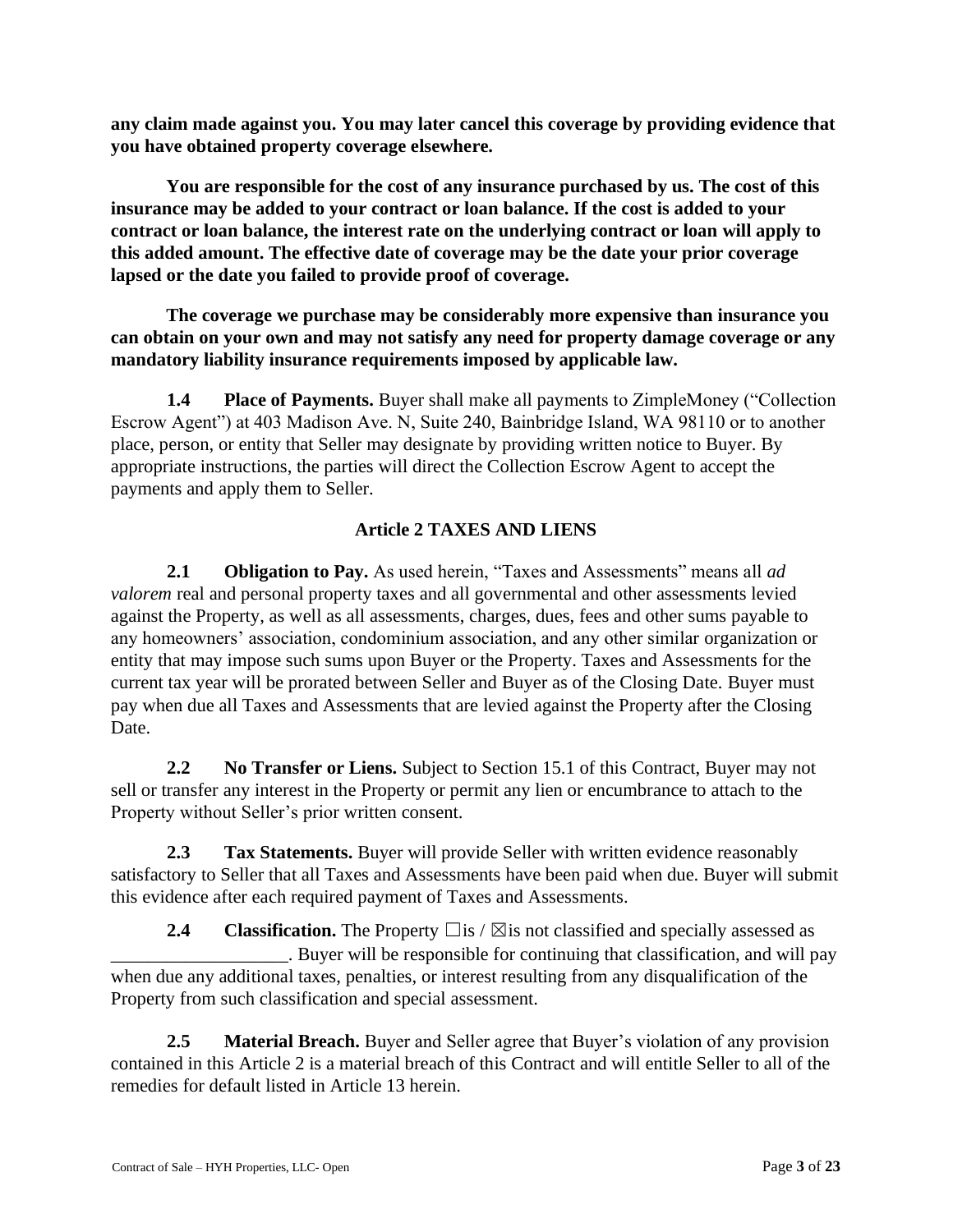**any claim made against you. You may later cancel this coverage by providing evidence that you have obtained property coverage elsewhere.**

**You are responsible for the cost of any insurance purchased by us. The cost of this insurance may be added to your contract or loan balance. If the cost is added to your contract or loan balance, the interest rate on the underlying contract or loan will apply to this added amount. The effective date of coverage may be the date your prior coverage lapsed or the date you failed to provide proof of coverage.**

**The coverage we purchase may be considerably more expensive than insurance you can obtain on your own and may not satisfy any need for property damage coverage or any mandatory liability insurance requirements imposed by applicable law.**

**1.4 Place of Payments.** Buyer shall make all payments to ZimpleMoney ("Collection Escrow Agent") at 403 Madison Ave. N, Suite 240, Bainbridge Island, WA 98110 or to another place, person, or entity that Seller may designate by providing written notice to Buyer. By appropriate instructions, the parties will direct the Collection Escrow Agent to accept the payments and apply them to Seller.

## Article 2 TAXES AND LIENS

**2.1 Obligation to Pay.** As used herein, "Taxes and Assessments" means all *ad valorem* real and personal property taxes and all governmental and other assessments levied against the Property, as well as all assessments, charges, dues, fees and other sums payable to any homeowners' association, condominium association, and any other similar organization or entity that may impose such sums upon Buyer or the Property. Taxes and Assessments for the current tax year will be prorated between Seller and Buyer as of the Closing Date. Buyer must pay when due all Taxes and Assessments that are levied against the Property after the Closing Date.

**2.2 No Transfer or Liens.** Subject to Section 15.1 of this Contract, Buyer may not sell or transfer any interest in the Property or permit any lien or encumbrance to attach to the Property without Seller's prior written consent.

**2.3 Tax Statements.** Buyer will provide Seller with written evidence reasonably satisfactory to Seller that all Taxes and Assessments have been paid when due. Buyer will submit this evidence after each required payment of Taxes and Assessments.

**2.4 Classification.** The Property ☐is / ☒is not classified and specially assessed as ___________________. Buyer will be responsible for continuing that classification, and will pay when due any additional taxes, penalties, or interest resulting from any disqualification of the Property from such classification and special assessment.

**2.5 Material Breach.** Buyer and Seller agree that Buyer's violation of any provision contained in this Article 2 is a material breach of this Contract and will entitle Seller to all of the remedies for default listed in Article 13 herein.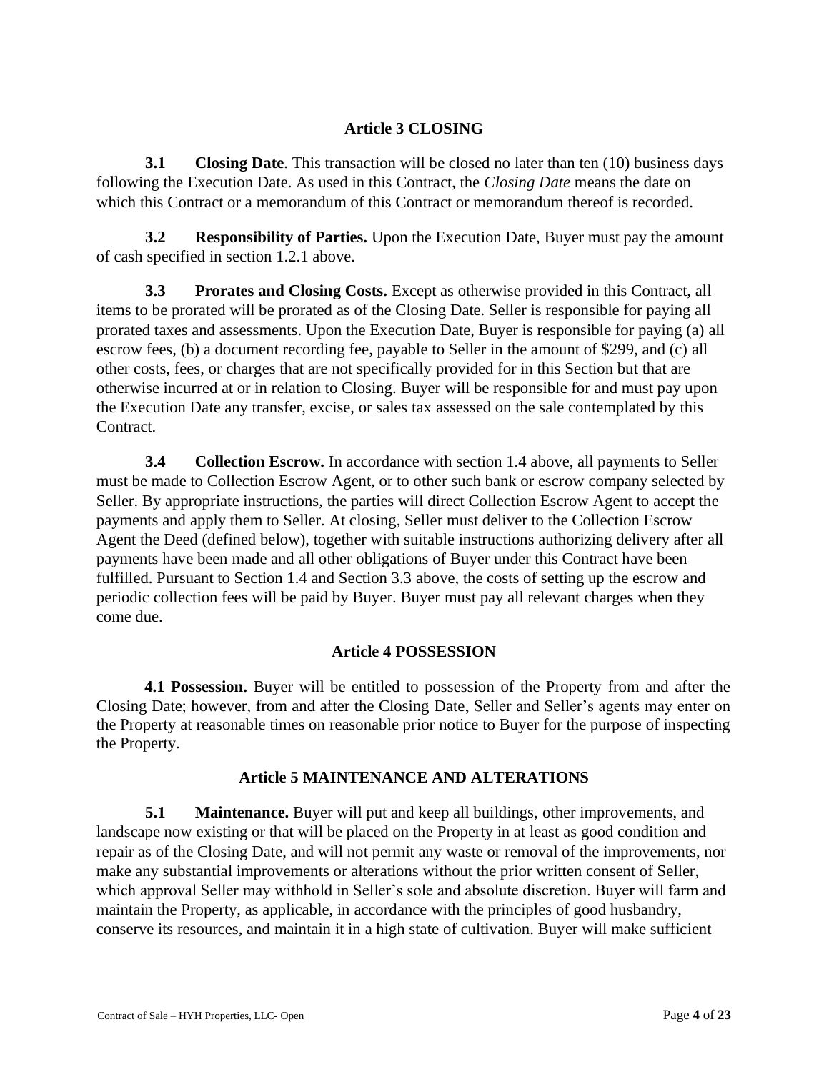## Article 3 CLOSING

**3.1 Closing Date**. This transaction will be closed no later than ten (10) business days following the Execution Date. As used in this Contract, the *Closing Date* means the date on which this Contract or a memorandum of this Contract or memorandum thereof is recorded.

**3.2 Responsibility of Parties.** Upon the Execution Date, Buyer must pay the amount of cash specified in section 1.2.1 above.

**3.3 Prorates and Closing Costs.** Except as otherwise provided in this Contract, all items to be prorated will be prorated as of the Closing Date. Seller is responsible for paying all prorated taxes and assessments. Upon the Execution Date, Buyer is responsible for paying (a) all escrow fees, (b) a document recording fee, payable to Seller in the amount of $299, and (c) all other costs, fees, or charges that are not specifically provided for in this Section but that are otherwise incurred at or in relation to Closing. Buyer will be responsible for and must pay upon the Execution Date any transfer, excise, or sales tax assessed on the sale contemplated by this Contract.

**3.4 Collection Escrow.** In accordance with section 1.4 above, all payments to Seller must be made to Collection Escrow Agent, or to other such bank or escrow company selected by Seller. By appropriate instructions, the parties will direct Collection Escrow Agent to accept the payments and apply them to Seller. At closing, Seller must deliver to the Collection Escrow Agent the Deed (defined below), together with suitable instructions authorizing delivery after all payments have been made and all other obligations of Buyer under this Contract have been fulfilled. Pursuant to Section 1.4 and Section 3.3 above, the costs of setting up the escrow and periodic collection fees will be paid by Buyer. Buyer must pay all relevant charges when they come due.

## Article 4 POSSESSION

**4.1 Possession.** Buyer will be entitled to possession of the Property from and after the Closing Date; however, from and after the Closing Date, Seller and Seller's agents may enter on the Property at reasonable times on reasonable prior notice to Buyer for the purpose of inspecting the Property.

## Article 5 MAINTENANCE AND ALTERATIONS

**5.1 Maintenance.** Buyer will put and keep all buildings, other improvements, and landscape now existing or that will be placed on the Property in at least as good condition and repair as of the Closing Date, and will not permit any waste or removal of the improvements, nor make any substantial improvements or alterations without the prior written consent of Seller, which approval Seller may withhold in Seller's sole and absolute discretion. Buyer will farm and maintain the Property, as applicable, in accordance with the principles of good husbandry, conserve its resources, and maintain it in a high state of cultivation. Buyer will make sufficient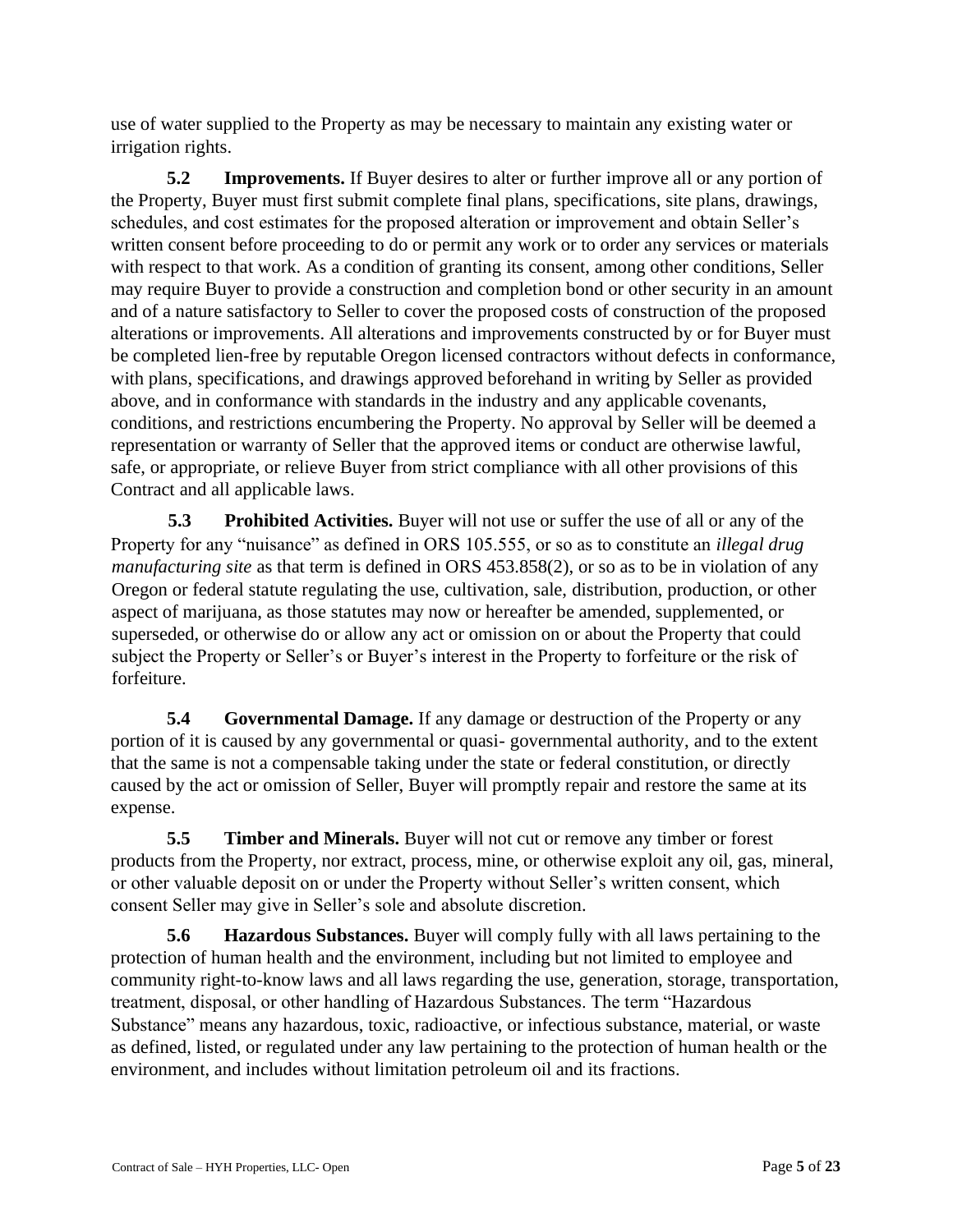use of water supplied to the Property as may be necessary to maintain any existing water or irrigation rights.

**5.2 Improvements.** If Buyer desires to alter or further improve all or any portion of the Property, Buyer must first submit complete final plans, specifications, site plans, drawings, schedules, and cost estimates for the proposed alteration or improvement and obtain Seller's written consent before proceeding to do or permit any work or to order any services or materials with respect to that work. As a condition of granting its consent, among other conditions, Seller may require Buyer to provide a construction and completion bond or other security in an amount and of a nature satisfactory to Seller to cover the proposed costs of construction of the proposed alterations or improvements. All alterations and improvements constructed by or for Buyer must be completed lien-free by reputable Oregon licensed contractors without defects in conformance, with plans, specifications, and drawings approved beforehand in writing by Seller as provided above, and in conformance with standards in the industry and any applicable covenants, conditions, and restrictions encumbering the Property. No approval by Seller will be deemed a representation or warranty of Seller that the approved items or conduct are otherwise lawful, safe, or appropriate, or relieve Buyer from strict compliance with all other provisions of this Contract and all applicable laws.

**5.3 Prohibited Activities.** Buyer will not use or suffer the use of all or any of the Property for any "nuisance" as defined in ORS 105.555, or so as to constitute an *illegal drug manufacturing site* as that term is defined in ORS 453.858(2), or so as to be in violation of any Oregon or federal statute regulating the use, cultivation, sale, distribution, production, or other aspect of marijuana, as those statutes may now or hereafter be amended, supplemented, or superseded, or otherwise do or allow any act or omission on or about the Property that could subject the Property or Seller's or Buyer's interest in the Property to forfeiture or the risk of forfeiture.

**5.4 Governmental Damage.** If any damage or destruction of the Property or any portion of it is caused by any governmental or quasi- governmental authority, and to the extent that the same is not a compensable taking under the state or federal constitution, or directly caused by the act or omission of Seller, Buyer will promptly repair and restore the same at its expense.

**5.5 Timber and Minerals.** Buyer will not cut or remove any timber or forest products from the Property, nor extract, process, mine, or otherwise exploit any oil, gas, mineral, or other valuable deposit on or under the Property without Seller's written consent, which consent Seller may give in Seller's sole and absolute discretion.

**5.6 Hazardous Substances.** Buyer will comply fully with all laws pertaining to the protection of human health and the environment, including but not limited to employee and community right-to-know laws and all laws regarding the use, generation, storage, transportation, treatment, disposal, or other handling of Hazardous Substances. The term "Hazardous Substance" means any hazardous, toxic, radioactive, or infectious substance, material, or waste as defined, listed, or regulated under any law pertaining to the protection of human health or the environment, and includes without limitation petroleum oil and its fractions.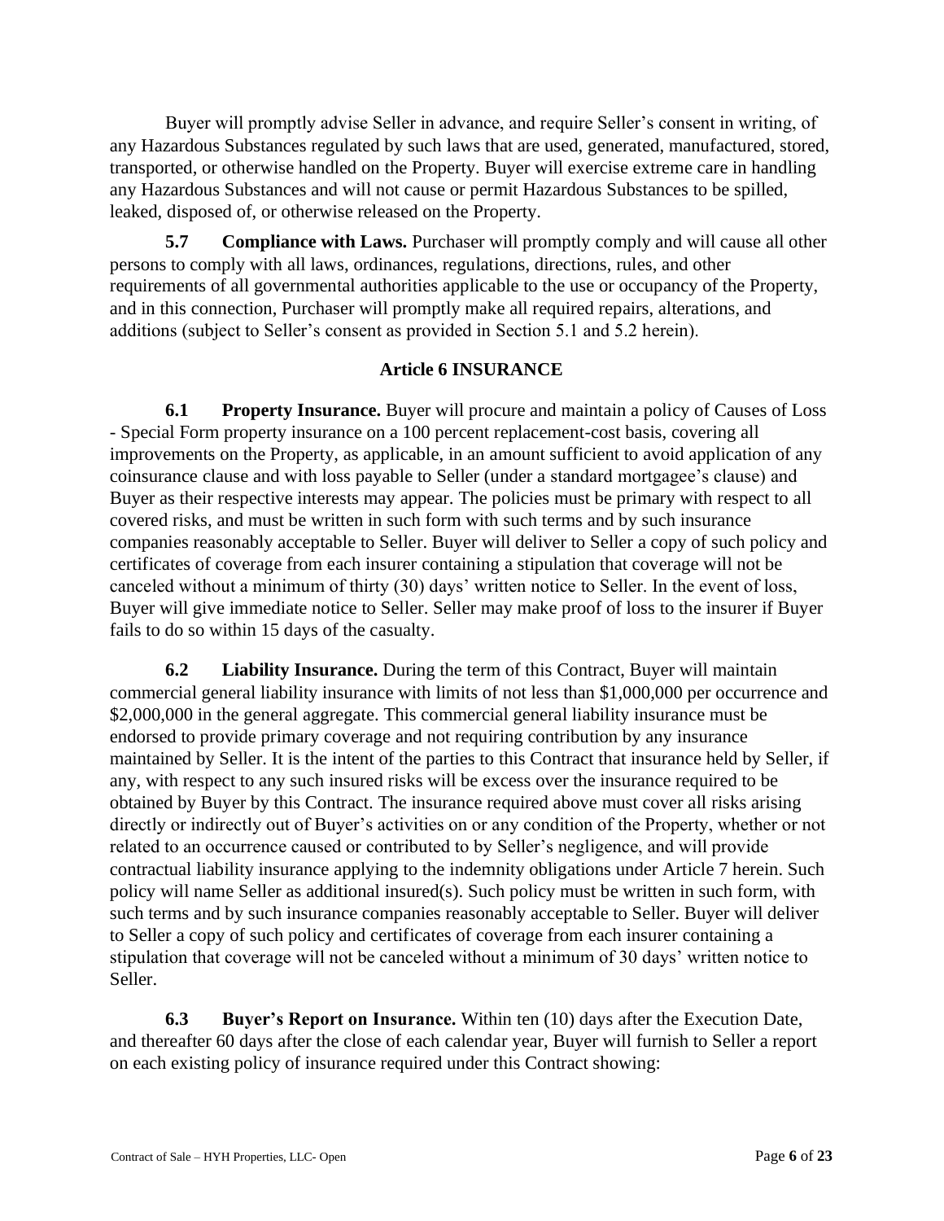Buyer will promptly advise Seller in advance, and require Seller's consent in writing, of any Hazardous Substances regulated by such laws that are used, generated, manufactured, stored, transported, or otherwise handled on the Property. Buyer will exercise extreme care in handling any Hazardous Substances and will not cause or permit Hazardous Substances to be spilled, leaked, disposed of, or otherwise released on the Property.

**5.7 Compliance with Laws.** Purchaser will promptly comply and will cause all other persons to comply with all laws, ordinances, regulations, directions, rules, and other requirements of all governmental authorities applicable to the use or occupancy of the Property, and in this connection, Purchaser will promptly make all required repairs, alterations, and additions (subject to Seller's consent as provided in Section 5.1 and 5.2 herein).

## Article 6 INSURANCE

**6.1 Property Insurance.** Buyer will procure and maintain a policy of Causes of Loss - Special Form property insurance on a 100 percent replacement-cost basis, covering all improvements on the Property, as applicable, in an amount sufficient to avoid application of any coinsurance clause and with loss payable to Seller (under a standard mortgagee's clause) and Buyer as their respective interests may appear. The policies must be primary with respect to all covered risks, and must be written in such form with such terms and by such insurance companies reasonably acceptable to Seller. Buyer will deliver to Seller a copy of such policy and certificates of coverage from each insurer containing a stipulation that coverage will not be canceled without a minimum of thirty (30) days' written notice to Seller. In the event of loss, Buyer will give immediate notice to Seller. Seller may make proof of loss to the insurer if Buyer fails to do so within 15 days of the casualty.

**6.2 Liability Insurance.** During the term of this Contract, Buyer will maintain commercial general liability insurance with limits of not less than $1,000,000 per occurrence and $2,000,000 in the general aggregate. This commercial general liability insurance must be endorsed to provide primary coverage and not requiring contribution by any insurance maintained by Seller. It is the intent of the parties to this Contract that insurance held by Seller, if any, with respect to any such insured risks will be excess over the insurance required to be obtained by Buyer by this Contract. The insurance required above must cover all risks arising directly or indirectly out of Buyer's activities on or any condition of the Property, whether or not related to an occurrence caused or contributed to by Seller's negligence, and will provide contractual liability insurance applying to the indemnity obligations under Article 7 herein. Such policy will name Seller as additional insured(s). Such policy must be written in such form, with such terms and by such insurance companies reasonably acceptable to Seller. Buyer will deliver to Seller a copy of such policy and certificates of coverage from each insurer containing a stipulation that coverage will not be canceled without a minimum of 30 days' written notice to Seller.

**6.3 Buyer's Report on Insurance.** Within ten (10) days after the Execution Date, and thereafter 60 days after the close of each calendar year, Buyer will furnish to Seller a report on each existing policy of insurance required under this Contract showing: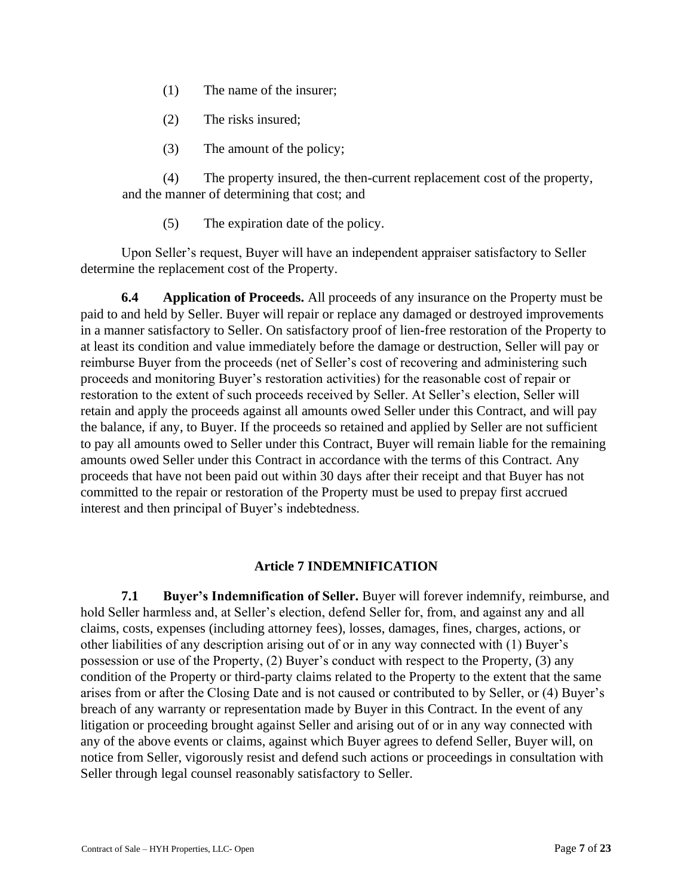(1) The name of the insurer;

(2) The risks insured;

(3) The amount of the policy;

(4) The property insured, the then-current replacement cost of the property, and the manner of determining that cost; and

(5) The expiration date of the policy.

Upon Seller's request, Buyer will have an independent appraiser satisfactory to Seller determine the replacement cost of the Property.

**6.4 Application of Proceeds.** All proceeds of any insurance on the Property must be paid to and held by Seller. Buyer will repair or replace any damaged or destroyed improvements in a manner satisfactory to Seller. On satisfactory proof of lien-free restoration of the Property to at least its condition and value immediately before the damage or destruction, Seller will pay or reimburse Buyer from the proceeds (net of Seller's cost of recovering and administering such proceeds and monitoring Buyer's restoration activities) for the reasonable cost of repair or restoration to the extent of such proceeds received by Seller. At Seller's election, Seller will retain and apply the proceeds against all amounts owed Seller under this Contract, and will pay the balance, if any, to Buyer. If the proceeds so retained and applied by Seller are not sufficient to pay all amounts owed to Seller under this Contract, Buyer will remain liable for the remaining amounts owed Seller under this Contract in accordance with the terms of this Contract. Any proceeds that have not been paid out within 30 days after their receipt and that Buyer has not committed to the repair or restoration of the Property must be used to prepay first accrued interest and then principal of Buyer's indebtedness.

## Article 7 INDEMNIFICATION

**7.1 Buyer's Indemnification of Seller.** Buyer will forever indemnify, reimburse, and hold Seller harmless and, at Seller's election, defend Seller for, from, and against any and all claims, costs, expenses (including attorney fees), losses, damages, fines, charges, actions, or other liabilities of any description arising out of or in any way connected with (1) Buyer's possession or use of the Property, (2) Buyer's conduct with respect to the Property, (3) any condition of the Property or third-party claims related to the Property to the extent that the same arises from or after the Closing Date and is not caused or contributed to by Seller, or (4) Buyer's breach of any warranty or representation made by Buyer in this Contract. In the event of any litigation or proceeding brought against Seller and arising out of or in any way connected with any of the above events or claims, against which Buyer agrees to defend Seller, Buyer will, on notice from Seller, vigorously resist and defend such actions or proceedings in consultation with Seller through legal counsel reasonably satisfactory to Seller.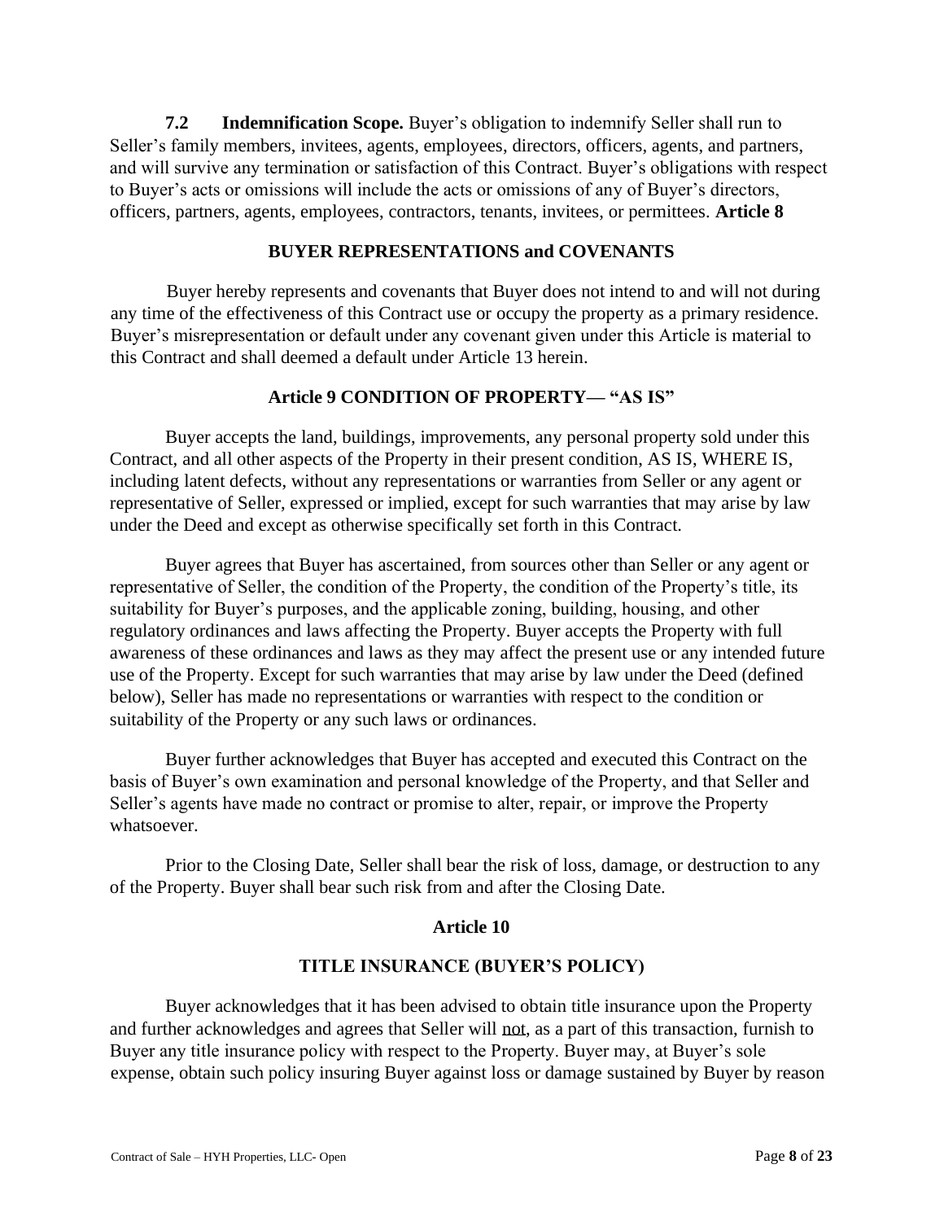**7.2 Indemnification Scope.** Buyer's obligation to indemnify Seller shall run to Seller's family members, invitees, agents, employees, directors, officers, agents, and partners, and will survive any termination or satisfaction of this Contract. Buyer's obligations with respect to Buyer's acts or omissions will include the acts or omissions of any of Buyer's directors, officers, partners, agents, employees, contractors, tenants, invitees, or permittees. **Article 8**

## BUYER REPRESENTATIONS and COVENANTS

Buyer hereby represents and covenants that Buyer does not intend to and will not during any time of the effectiveness of this Contract use or occupy the property as a primary residence. Buyer's misrepresentation or default under any covenant given under this Article is material to this Contract and shall deemed a default under Article 13 herein.

## Article 9 CONDITION OF PROPERTY— "AS IS"

Buyer accepts the land, buildings, improvements, any personal property sold under this Contract, and all other aspects of the Property in their present condition, AS IS, WHERE IS, including latent defects, without any representations or warranties from Seller or any agent or representative of Seller, expressed or implied, except for such warranties that may arise by law under the Deed and except as otherwise specifically set forth in this Contract.

Buyer agrees that Buyer has ascertained, from sources other than Seller or any agent or representative of Seller, the condition of the Property, the condition of the Property's title, its suitability for Buyer's purposes, and the applicable zoning, building, housing, and other regulatory ordinances and laws affecting the Property. Buyer accepts the Property with full awareness of these ordinances and laws as they may affect the present use or any intended future use of the Property. Except for such warranties that may arise by law under the Deed (defined below), Seller has made no representations or warranties with respect to the condition or suitability of the Property or any such laws or ordinances.

Buyer further acknowledges that Buyer has accepted and executed this Contract on the basis of Buyer's own examination and personal knowledge of the Property, and that Seller and Seller's agents have made no contract or promise to alter, repair, or improve the Property whatsoever.

Prior to the Closing Date, Seller shall bear the risk of loss, damage, or destruction to any of the Property. Buyer shall bear such risk from and after the Closing Date.

## Article 10

## TITLE INSURANCE (BUYER'S POLICY)

Buyer acknowledges that it has been advised to obtain title insurance upon the Property and further acknowledges and agrees that Seller will not, as a part of this transaction, furnish to Buyer any title insurance policy with respect to the Property. Buyer may, at Buyer's sole expense, obtain such policy insuring Buyer against loss or damage sustained by Buyer by reason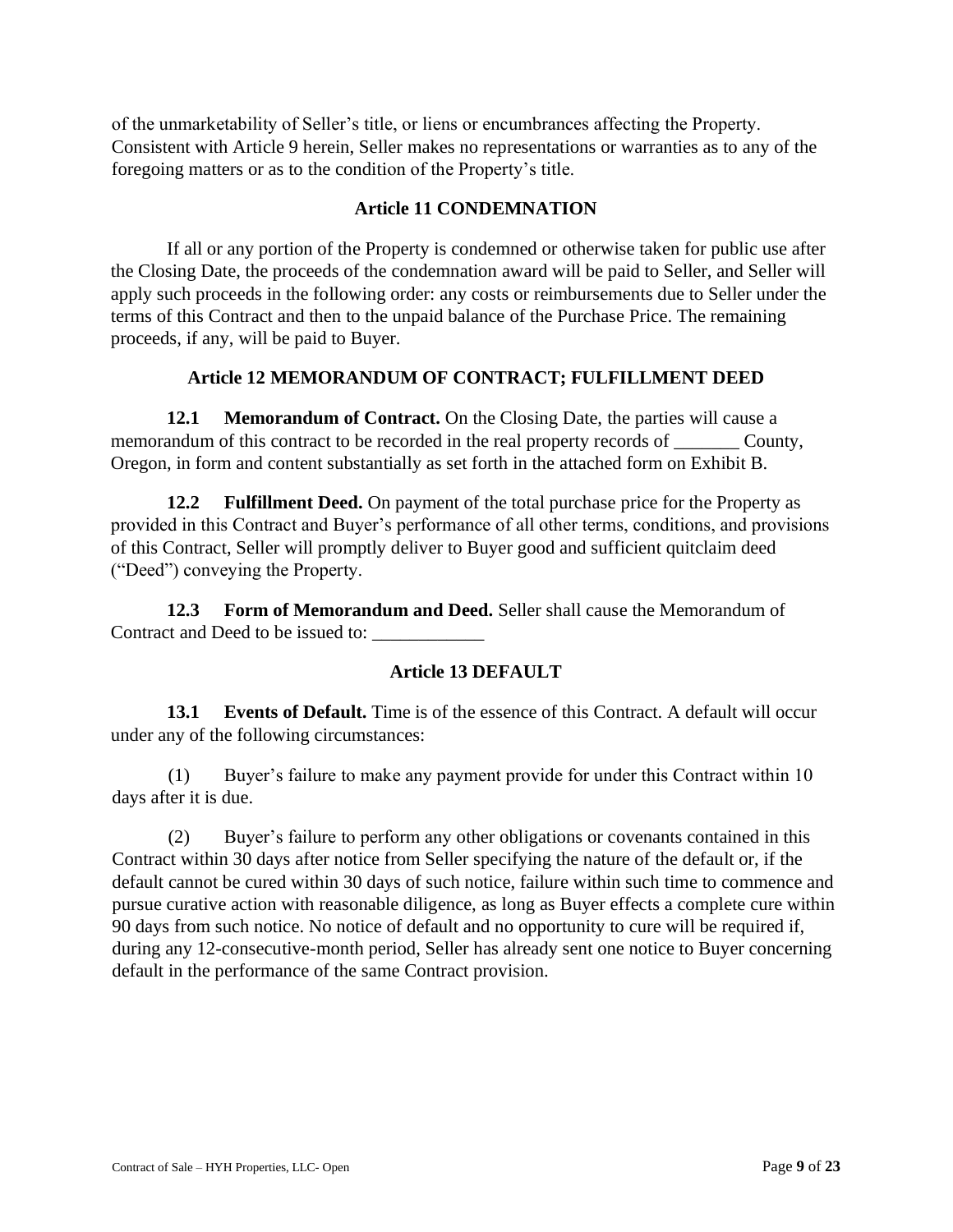of the unmarketability of Seller's title, or liens or encumbrances affecting the Property. Consistent with Article 9 herein, Seller makes no representations or warranties as to any of the foregoing matters or as to the condition of the Property's title.

## Article 11 CONDEMNATION

If all or any portion of the Property is condemned or otherwise taken for public use after the Closing Date, the proceeds of the condemnation award will be paid to Seller, and Seller will apply such proceeds in the following order: any costs or reimbursements due to Seller under the terms of this Contract and then to the unpaid balance of the Purchase Price. The remaining proceeds, if any, will be paid to Buyer.

## Article 12 MEMORANDUM OF CONTRACT; FULFILLMENT DEED

**12.1 Memorandum of Contract.** On the Closing Date, the parties will cause a memorandum of this contract to be recorded in the real property records of _______ County, Oregon, in form and content substantially as set forth in the attached form on Exhibit B.

**12.2 Fulfillment Deed.** On payment of the total purchase price for the Property as provided in this Contract and Buyer's performance of all other terms, conditions, and provisions of this Contract, Seller will promptly deliver to Buyer good and sufficient quitclaim deed ("Deed") conveying the Property.

**12.3 Form of Memorandum and Deed.** Seller shall cause the Memorandum of Contract and Deed to be issued to: ____________

## Article 13 DEFAULT

**13.1 Events of Default.** Time is of the essence of this Contract. A default will occur under any of the following circumstances:

(1) Buyer's failure to make any payment provide for under this Contract within 10 days after it is due.

(2) Buyer's failure to perform any other obligations or covenants contained in this Contract within 30 days after notice from Seller specifying the nature of the default or, if the default cannot be cured within 30 days of such notice, failure within such time to commence and pursue curative action with reasonable diligence, as long as Buyer effects a complete cure within 90 days from such notice. No notice of default and no opportunity to cure will be required if, during any 12-consecutive-month period, Seller has already sent one notice to Buyer concerning default in the performance of the same Contract provision.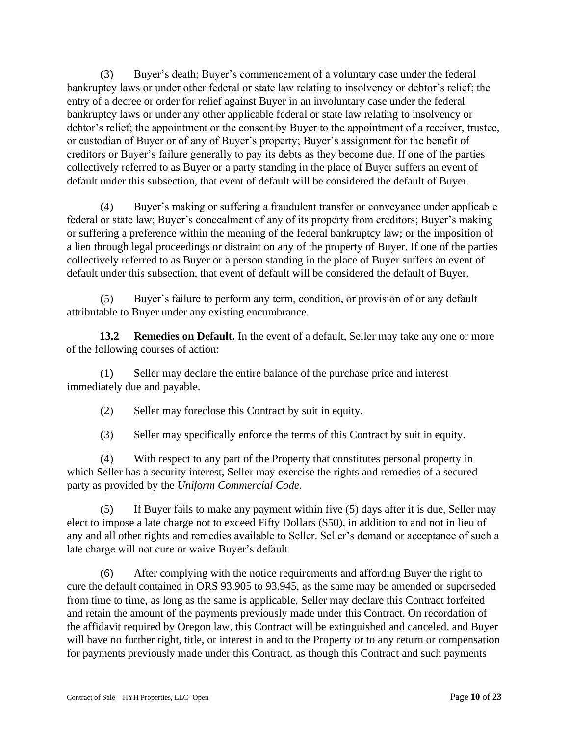(3) Buyer's death; Buyer's commencement of a voluntary case under the federal bankruptcy laws or under other federal or state law relating to insolvency or debtor's relief; the entry of a decree or order for relief against Buyer in an involuntary case under the federal bankruptcy laws or under any other applicable federal or state law relating to insolvency or debtor's relief; the appointment or the consent by Buyer to the appointment of a receiver, trustee, or custodian of Buyer or of any of Buyer's property; Buyer's assignment for the benefit of creditors or Buyer's failure generally to pay its debts as they become due. If one of the parties collectively referred to as Buyer or a party standing in the place of Buyer suffers an event of default under this subsection, that event of default will be considered the default of Buyer.

(4) Buyer's making or suffering a fraudulent transfer or conveyance under applicable federal or state law; Buyer's concealment of any of its property from creditors; Buyer's making or suffering a preference within the meaning of the federal bankruptcy law; or the imposition of a lien through legal proceedings or distraint on any of the property of Buyer. If one of the parties collectively referred to as Buyer or a person standing in the place of Buyer suffers an event of default under this subsection, that event of default will be considered the default of Buyer.

(5) Buyer's failure to perform any term, condition, or provision of or any default attributable to Buyer under any existing encumbrance.

**13.2 Remedies on Default.** In the event of a default, Seller may take any one or more of the following courses of action:

(1) Seller may declare the entire balance of the purchase price and interest immediately due and payable.

(2) Seller may foreclose this Contract by suit in equity.

(3) Seller may specifically enforce the terms of this Contract by suit in equity.

(4) With respect to any part of the Property that constitutes personal property in which Seller has a security interest, Seller may exercise the rights and remedies of a secured party as provided by the *Uniform Commercial Code*.

(5) If Buyer fails to make any payment within five (5) days after it is due, Seller may elect to impose a late charge not to exceed Fifty Dollars ($50), in addition to and not in lieu of any and all other rights and remedies available to Seller. Seller's demand or acceptance of such a late charge will not cure or waive Buyer's default.

(6) After complying with the notice requirements and affording Buyer the right to cure the default contained in ORS 93.905 to 93.945, as the same may be amended or superseded from time to time, as long as the same is applicable, Seller may declare this Contract forfeited and retain the amount of the payments previously made under this Contract. On recordation of the affidavit required by Oregon law, this Contract will be extinguished and canceled, and Buyer will have no further right, title, or interest in and to the Property or to any return or compensation for payments previously made under this Contract, as though this Contract and such payments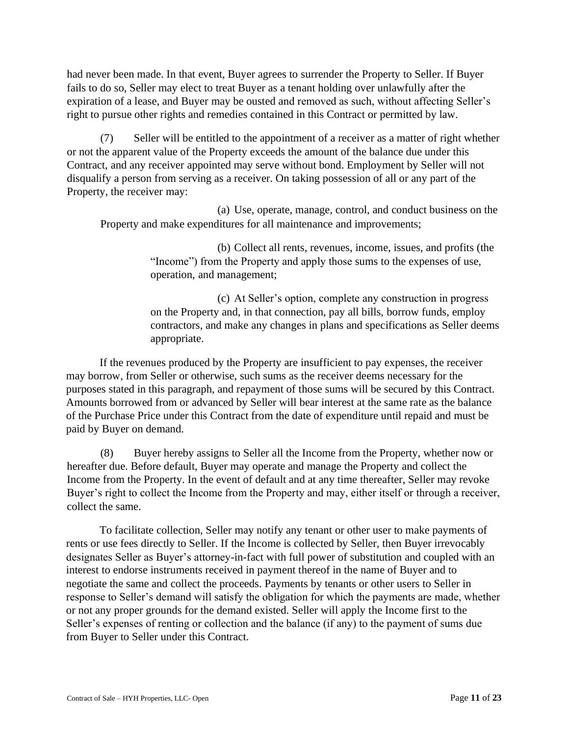had never been made. In that event, Buyer agrees to surrender the Property to Seller. If Buyer fails to do so, Seller may elect to treat Buyer as a tenant holding over unlawfully after the expiration of a lease, and Buyer may be ousted and removed as such, without affecting Seller's right to pursue other rights and remedies contained in this Contract or permitted by law.

(7) Seller will be entitled to the appointment of a receiver as a matter of right whether or not the apparent value of the Property exceeds the amount of the balance due under this Contract, and any receiver appointed may serve without bond. Employment by Seller will not disqualify a person from serving as a receiver. On taking possession of all or any part of the Property, the receiver may:

(a) Use, operate, manage, control, and conduct business on the Property and make expenditures for all maintenance and improvements;

(b) Collect all rents, revenues, income, issues, and profits (the "Income") from the Property and apply those sums to the expenses of use, operation, and management;

(c) At Seller's option, complete any construction in progress on the Property and, in that connection, pay all bills, borrow funds, employ contractors, and make any changes in plans and specifications as Seller deems appropriate.

If the revenues produced by the Property are insufficient to pay expenses, the receiver may borrow, from Seller or otherwise, such sums as the receiver deems necessary for the purposes stated in this paragraph, and repayment of those sums will be secured by this Contract. Amounts borrowed from or advanced by Seller will bear interest at the same rate as the balance of the Purchase Price under this Contract from the date of expenditure until repaid and must be paid by Buyer on demand.

(8) Buyer hereby assigns to Seller all the Income from the Property, whether now or hereafter due. Before default, Buyer may operate and manage the Property and collect the Income from the Property. In the event of default and at any time thereafter, Seller may revoke Buyer's right to collect the Income from the Property and may, either itself or through a receiver, collect the same.

To facilitate collection, Seller may notify any tenant or other user to make payments of rents or use fees directly to Seller. If the Income is collected by Seller, then Buyer irrevocably designates Seller as Buyer's attorney-in-fact with full power of substitution and coupled with an interest to endorse instruments received in payment thereof in the name of Buyer and to negotiate the same and collect the proceeds. Payments by tenants or other users to Seller in response to Seller's demand will satisfy the obligation for which the payments are made, whether or not any proper grounds for the demand existed. Seller will apply the Income first to the Seller's expenses of renting or collection and the balance (if any) to the payment of sums due from Buyer to Seller under this Contract.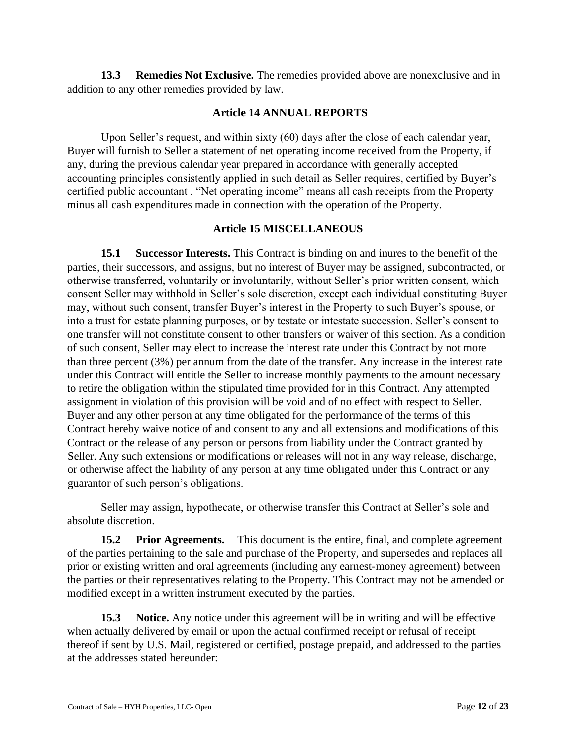**13.3 Remedies Not Exclusive.** The remedies provided above are nonexclusive and in addition to any other remedies provided by law.

## Article 14 ANNUAL REPORTS

Upon Seller's request, and within sixty (60) days after the close of each calendar year, Buyer will furnish to Seller a statement of net operating income received from the Property, if any, during the previous calendar year prepared in accordance with generally accepted accounting principles consistently applied in such detail as Seller requires, certified by Buyer's certified public accountant . "Net operating income" means all cash receipts from the Property minus all cash expenditures made in connection with the operation of the Property.

## Article 15 MISCELLANEOUS

**15.1 Successor Interests.** This Contract is binding on and inures to the benefit of the parties, their successors, and assigns, but no interest of Buyer may be assigned, subcontracted, or otherwise transferred, voluntarily or involuntarily, without Seller's prior written consent, which consent Seller may withhold in Seller's sole discretion, except each individual constituting Buyer may, without such consent, transfer Buyer's interest in the Property to such Buyer's spouse, or into a trust for estate planning purposes, or by testate or intestate succession. Seller's consent to one transfer will not constitute consent to other transfers or waiver of this section. As a condition of such consent, Seller may elect to increase the interest rate under this Contract by not more than three percent (3%) per annum from the date of the transfer. Any increase in the interest rate under this Contract will entitle the Seller to increase monthly payments to the amount necessary to retire the obligation within the stipulated time provided for in this Contract. Any attempted assignment in violation of this provision will be void and of no effect with respect to Seller. Buyer and any other person at any time obligated for the performance of the terms of this Contract hereby waive notice of and consent to any and all extensions and modifications of this Contract or the release of any person or persons from liability under the Contract granted by Seller. Any such extensions or modifications or releases will not in any way release, discharge, or otherwise affect the liability of any person at any time obligated under this Contract or any guarantor of such person's obligations.

Seller may assign, hypothecate, or otherwise transfer this Contract at Seller's sole and absolute discretion.

**15.2 Prior Agreements.** This document is the entire, final, and complete agreement of the parties pertaining to the sale and purchase of the Property, and supersedes and replaces all prior or existing written and oral agreements (including any earnest-money agreement) between the parties or their representatives relating to the Property. This Contract may not be amended or modified except in a written instrument executed by the parties.

**15.3 Notice.** Any notice under this agreement will be in writing and will be effective when actually delivered by email or upon the actual confirmed receipt or refusal of receipt thereof if sent by U.S. Mail, registered or certified, postage prepaid, and addressed to the parties at the addresses stated hereunder: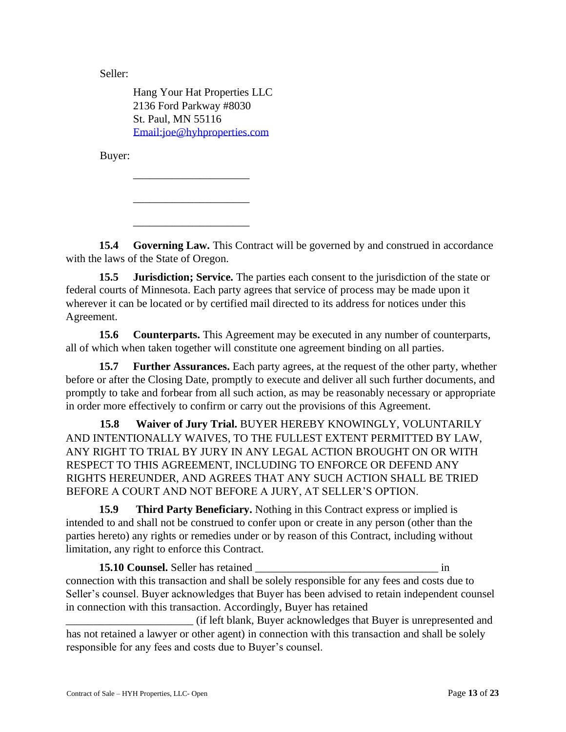Seller:

Hang Your Hat Properties LLC
2136 Ford Parkway #8030
St. Paul, MN 55116
Email:joe@hyhproperties.com

Buyer:

_____________________

_____________________

_____________________

**15.4 Governing Law.** This Contract will be governed by and construed in accordance with the laws of the State of Oregon.

**15.5 Jurisdiction; Service.** The parties each consent to the jurisdiction of the state or federal courts of Minnesota. Each party agrees that service of process may be made upon it wherever it can be located or by certified mail directed to its address for notices under this Agreement.

**15.6 Counterparts.** This Agreement may be executed in any number of counterparts, all of which when taken together will constitute one agreement binding on all parties.

**15.7 Further Assurances.** Each party agrees, at the request of the other party, whether before or after the Closing Date, promptly to execute and deliver all such further documents, and promptly to take and forbear from all such action, as may be reasonably necessary or appropriate in order more effectively to confirm or carry out the provisions of this Agreement.

**15.8 Waiver of Jury Trial.** BUYER HEREBY KNOWINGLY, VOLUNTARILY AND INTENTIONALLY WAIVES, TO THE FULLEST EXTENT PERMITTED BY LAW, ANY RIGHT TO TRIAL BY JURY IN ANY LEGAL ACTION BROUGHT ON OR WITH RESPECT TO THIS AGREEMENT, INCLUDING TO ENFORCE OR DEFEND ANY RIGHTS HEREUNDER, AND AGREES THAT ANY SUCH ACTION SHALL BE TRIED BEFORE A COURT AND NOT BEFORE A JURY, AT SELLER'S OPTION.

**15.9 Third Party Beneficiary.** Nothing in this Contract express or implied is intended to and shall not be construed to confer upon or create in any person (other than the parties hereto) any rights or remedies under or by reason of this Contract, including without limitation, any right to enforce this Contract.

**15.10 Counsel.** Seller has retained ________________________________ in connection with this transaction and shall be solely responsible for any fees and costs due to Seller's counsel. Buyer acknowledges that Buyer has been advised to retain independent counsel in connection with this transaction. Accordingly, Buyer has retained ______________________ (if left blank, Buyer acknowledges that Buyer is unrepresented and has not retained a lawyer or other agent) in connection with this transaction and shall be solely responsible for any fees and costs due to Buyer's counsel.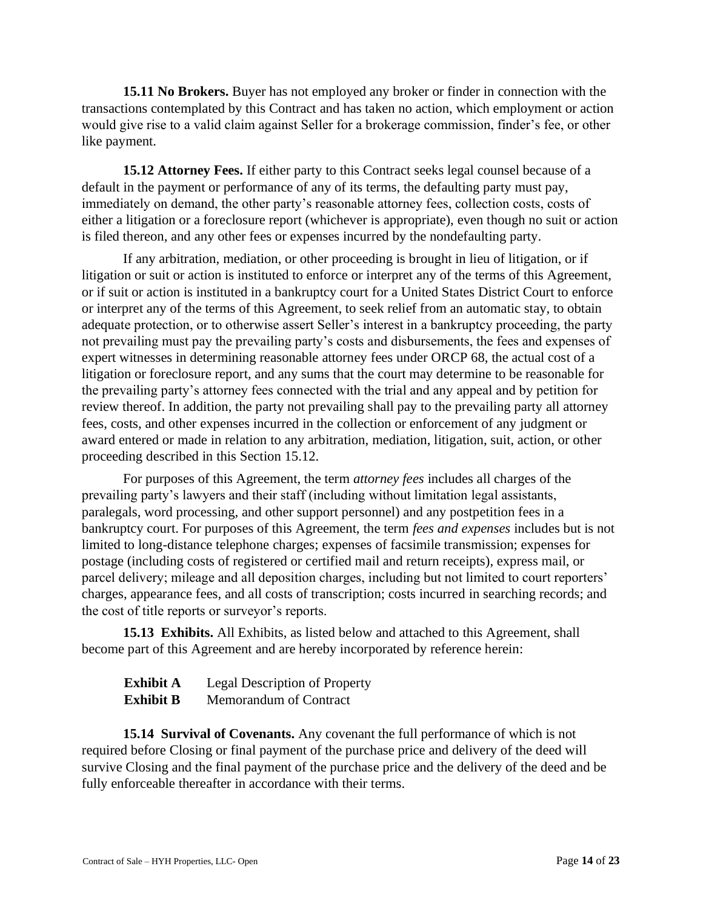**15.11 No Brokers.** Buyer has not employed any broker or finder in connection with the transactions contemplated by this Contract and has taken no action, which employment or action would give rise to a valid claim against Seller for a brokerage commission, finder's fee, or other like payment.

**15.12 Attorney Fees.** If either party to this Contract seeks legal counsel because of a default in the payment or performance of any of its terms, the defaulting party must pay, immediately on demand, the other party's reasonable attorney fees, collection costs, costs of either a litigation or a foreclosure report (whichever is appropriate), even though no suit or action is filed thereon, and any other fees or expenses incurred by the nondefaulting party.

If any arbitration, mediation, or other proceeding is brought in lieu of litigation, or if litigation or suit or action is instituted to enforce or interpret any of the terms of this Agreement, or if suit or action is instituted in a bankruptcy court for a United States District Court to enforce or interpret any of the terms of this Agreement, to seek relief from an automatic stay, to obtain adequate protection, or to otherwise assert Seller's interest in a bankruptcy proceeding, the party not prevailing must pay the prevailing party's costs and disbursements, the fees and expenses of expert witnesses in determining reasonable attorney fees under ORCP 68, the actual cost of a litigation or foreclosure report, and any sums that the court may determine to be reasonable for the prevailing party's attorney fees connected with the trial and any appeal and by petition for review thereof. In addition, the party not prevailing shall pay to the prevailing party all attorney fees, costs, and other expenses incurred in the collection or enforcement of any judgment or award entered or made in relation to any arbitration, mediation, litigation, suit, action, or other proceeding described in this Section 15.12.

For purposes of this Agreement, the term *attorney fees* includes all charges of the prevailing party's lawyers and their staff (including without limitation legal assistants, paralegals, word processing, and other support personnel) and any postpetition fees in a bankruptcy court. For purposes of this Agreement, the term *fees and expenses* includes but is not limited to long-distance telephone charges; expenses of facsimile transmission; expenses for postage (including costs of registered or certified mail and return receipts), express mail, or parcel delivery; mileage and all deposition charges, including but not limited to court reporters' charges, appearance fees, and all costs of transcription; costs incurred in searching records; and the cost of title reports or surveyor's reports.

**15.13 Exhibits.** All Exhibits, as listed below and attached to this Agreement, shall become part of this Agreement and are hereby incorporated by reference herein:

**Exhibit A** Legal Description of Property
**Exhibit B** Memorandum of Contract

**15.14 Survival of Covenants.** Any covenant the full performance of which is not required before Closing or final payment of the purchase price and delivery of the deed will survive Closing and the final payment of the purchase price and the delivery of the deed and be fully enforceable thereafter in accordance with their terms.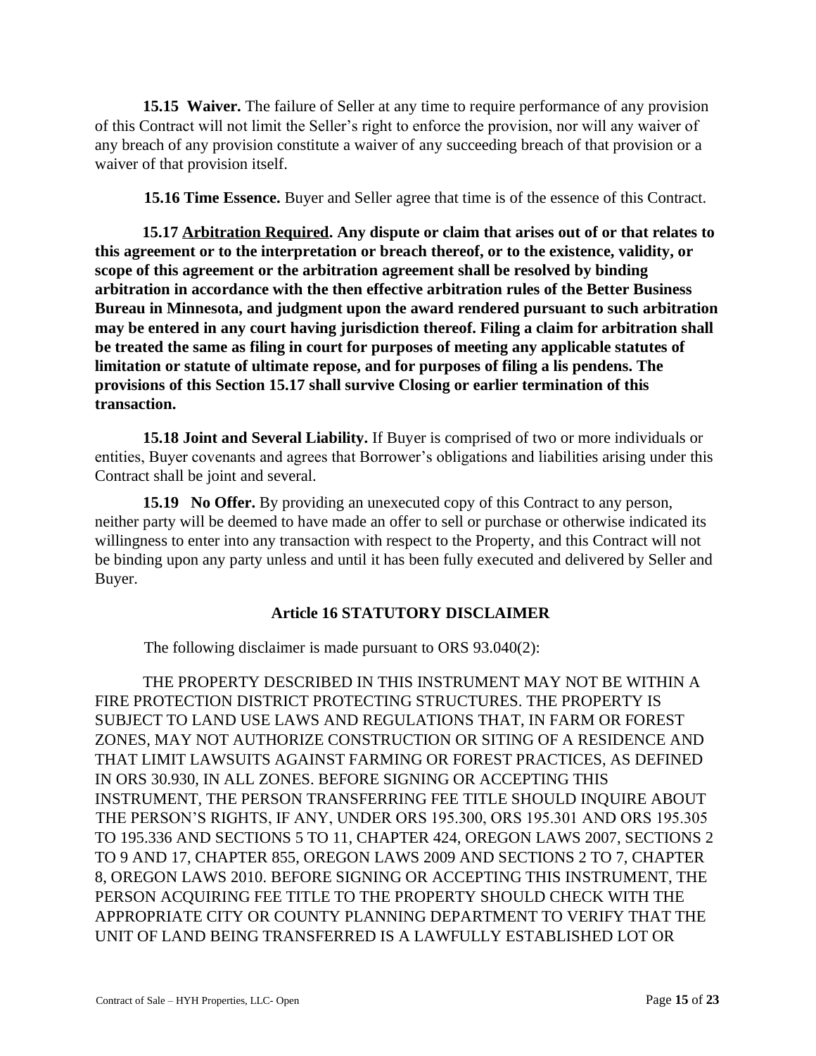**15.15 Waiver.** The failure of Seller at any time to require performance of any provision of this Contract will not limit the Seller's right to enforce the provision, nor will any waiver of any breach of any provision constitute a waiver of any succeeding breach of that provision or a waiver of that provision itself.

**15.16 Time Essence.** Buyer and Seller agree that time is of the essence of this Contract.

**15.17 <u>Arbitration Required</u>. Any dispute or claim that arises out of or that relates to this agreement or to the interpretation or breach thereof, or to the existence, validity, or scope of this agreement or the arbitration agreement shall be resolved by binding arbitration in accordance with the then effective arbitration rules of the Better Business Bureau in Minnesota, and judgment upon the award rendered pursuant to such arbitration may be entered in any court having jurisdiction thereof. Filing a claim for arbitration shall be treated the same as filing in court for purposes of meeting any applicable statutes of limitation or statute of ultimate repose, and for purposes of filing a lis pendens. The provisions of this Section 15.17 shall survive Closing or earlier termination of this transaction.**

**15.18 Joint and Several Liability.** If Buyer is comprised of two or more individuals or entities, Buyer covenants and agrees that Borrower's obligations and liabilities arising under this Contract shall be joint and several.

**15.19 No Offer.** By providing an unexecuted copy of this Contract to any person, neither party will be deemed to have made an offer to sell or purchase or otherwise indicated its willingness to enter into any transaction with respect to the Property, and this Contract will not be binding upon any party unless and until it has been fully executed and delivered by Seller and Buyer.

## Article 16 STATUTORY DISCLAIMER

The following disclaimer is made pursuant to ORS 93.040(2):

THE PROPERTY DESCRIBED IN THIS INSTRUMENT MAY NOT BE WITHIN A FIRE PROTECTION DISTRICT PROTECTING STRUCTURES. THE PROPERTY IS SUBJECT TO LAND USE LAWS AND REGULATIONS THAT, IN FARM OR FOREST ZONES, MAY NOT AUTHORIZE CONSTRUCTION OR SITING OF A RESIDENCE AND THAT LIMIT LAWSUITS AGAINST FARMING OR FOREST PRACTICES, AS DEFINED IN ORS 30.930, IN ALL ZONES. BEFORE SIGNING OR ACCEPTING THIS INSTRUMENT, THE PERSON TRANSFERRING FEE TITLE SHOULD INQUIRE ABOUT THE PERSON'S RIGHTS, IF ANY, UNDER ORS 195.300, ORS 195.301 AND ORS 195.305 TO 195.336 AND SECTIONS 5 TO 11, CHAPTER 424, OREGON LAWS 2007, SECTIONS 2 TO 9 AND 17, CHAPTER 855, OREGON LAWS 2009 AND SECTIONS 2 TO 7, CHAPTER 8, OREGON LAWS 2010. BEFORE SIGNING OR ACCEPTING THIS INSTRUMENT, THE PERSON ACQUIRING FEE TITLE TO THE PROPERTY SHOULD CHECK WITH THE APPROPRIATE CITY OR COUNTY PLANNING DEPARTMENT TO VERIFY THAT THE UNIT OF LAND BEING TRANSFERRED IS A LAWFULLY ESTABLISHED LOT OR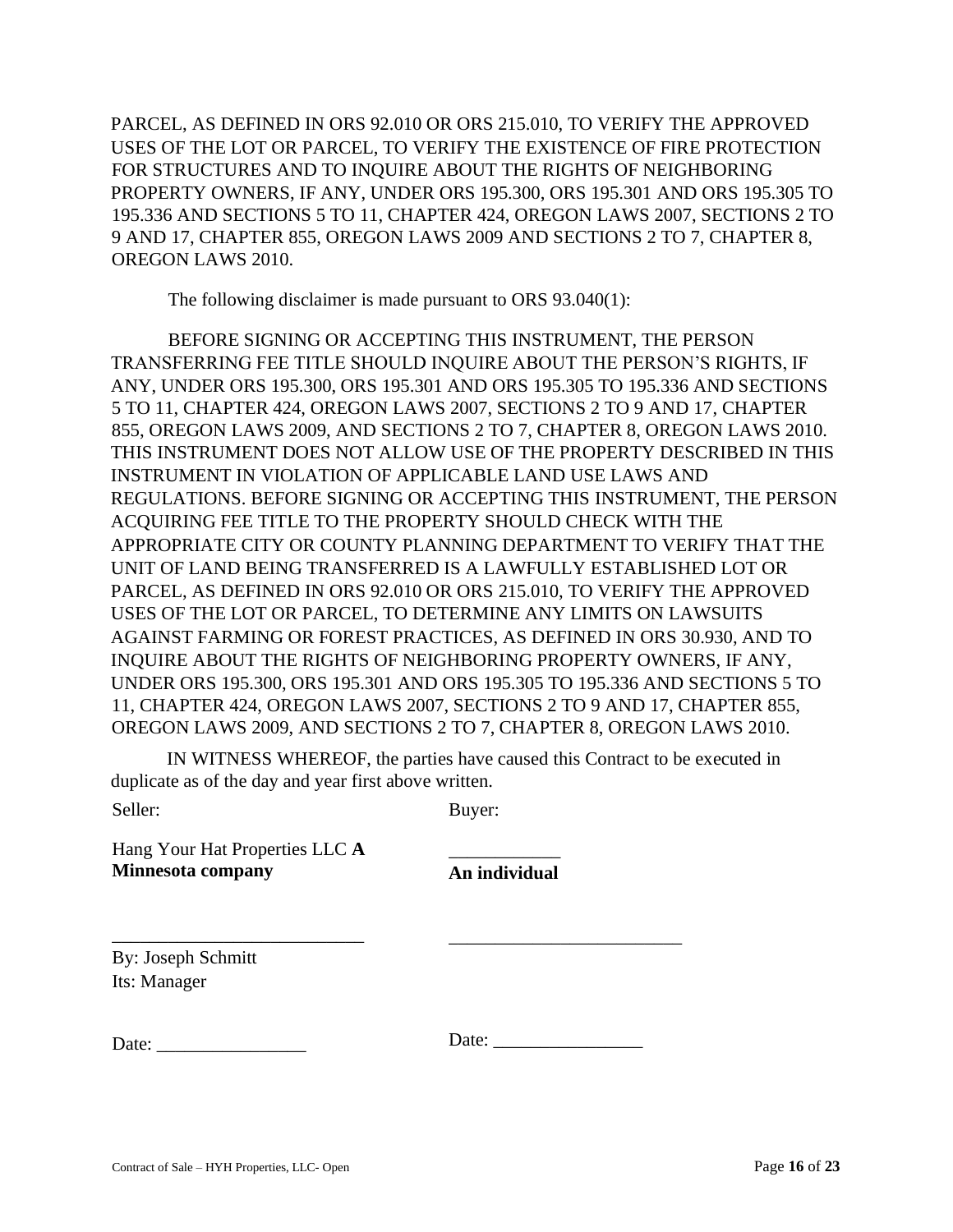PARCEL, AS DEFINED IN ORS 92.010 OR ORS 215.010, TO VERIFY THE APPROVED USES OF THE LOT OR PARCEL, TO VERIFY THE EXISTENCE OF FIRE PROTECTION FOR STRUCTURES AND TO INQUIRE ABOUT THE RIGHTS OF NEIGHBORING PROPERTY OWNERS, IF ANY, UNDER ORS 195.300, ORS 195.301 AND ORS 195.305 TO 195.336 AND SECTIONS 5 TO 11, CHAPTER 424, OREGON LAWS 2007, SECTIONS 2 TO 9 AND 17, CHAPTER 855, OREGON LAWS 2009 AND SECTIONS 2 TO 7, CHAPTER 8, OREGON LAWS 2010.

The following disclaimer is made pursuant to ORS 93.040(1):

BEFORE SIGNING OR ACCEPTING THIS INSTRUMENT, THE PERSON TRANSFERRING FEE TITLE SHOULD INQUIRE ABOUT THE PERSON'S RIGHTS, IF ANY, UNDER ORS 195.300, ORS 195.301 AND ORS 195.305 TO 195.336 AND SECTIONS 5 TO 11, CHAPTER 424, OREGON LAWS 2007, SECTIONS 2 TO 9 AND 17, CHAPTER 855, OREGON LAWS 2009, AND SECTIONS 2 TO 7, CHAPTER 8, OREGON LAWS 2010. THIS INSTRUMENT DOES NOT ALLOW USE OF THE PROPERTY DESCRIBED IN THIS INSTRUMENT IN VIOLATION OF APPLICABLE LAND USE LAWS AND REGULATIONS. BEFORE SIGNING OR ACCEPTING THIS INSTRUMENT, THE PERSON ACQUIRING FEE TITLE TO THE PROPERTY SHOULD CHECK WITH THE APPROPRIATE CITY OR COUNTY PLANNING DEPARTMENT TO VERIFY THAT THE UNIT OF LAND BEING TRANSFERRED IS A LAWFULLY ESTABLISHED LOT OR PARCEL, AS DEFINED IN ORS 92.010 OR ORS 215.010, TO VERIFY THE APPROVED USES OF THE LOT OR PARCEL, TO DETERMINE ANY LIMITS ON LAWSUITS AGAINST FARMING OR FOREST PRACTICES, AS DEFINED IN ORS 30.930, AND TO INQUIRE ABOUT THE RIGHTS OF NEIGHBORING PROPERTY OWNERS, IF ANY, UNDER ORS 195.300, ORS 195.301 AND ORS 195.305 TO 195.336 AND SECTIONS 5 TO 11, CHAPTER 424, OREGON LAWS 2007, SECTIONS 2 TO 9 AND 17, CHAPTER 855, OREGON LAWS 2009, AND SECTIONS 2 TO 7, CHAPTER 8, OREGON LAWS 2010.

IN WITNESS WHEREOF, the parties have caused this Contract to be executed in duplicate as of the day and year first above written.

| Seller: | Buyer: |
|---|---|
| Hang Your Hat Properties LLC **A Minnesota company** | ____________ **An individual** |
| ___________________________ | _________________________ |
| By: Joseph Schmitt | |
| Its: Manager | |
| Date: ________________ | Date: ________________ |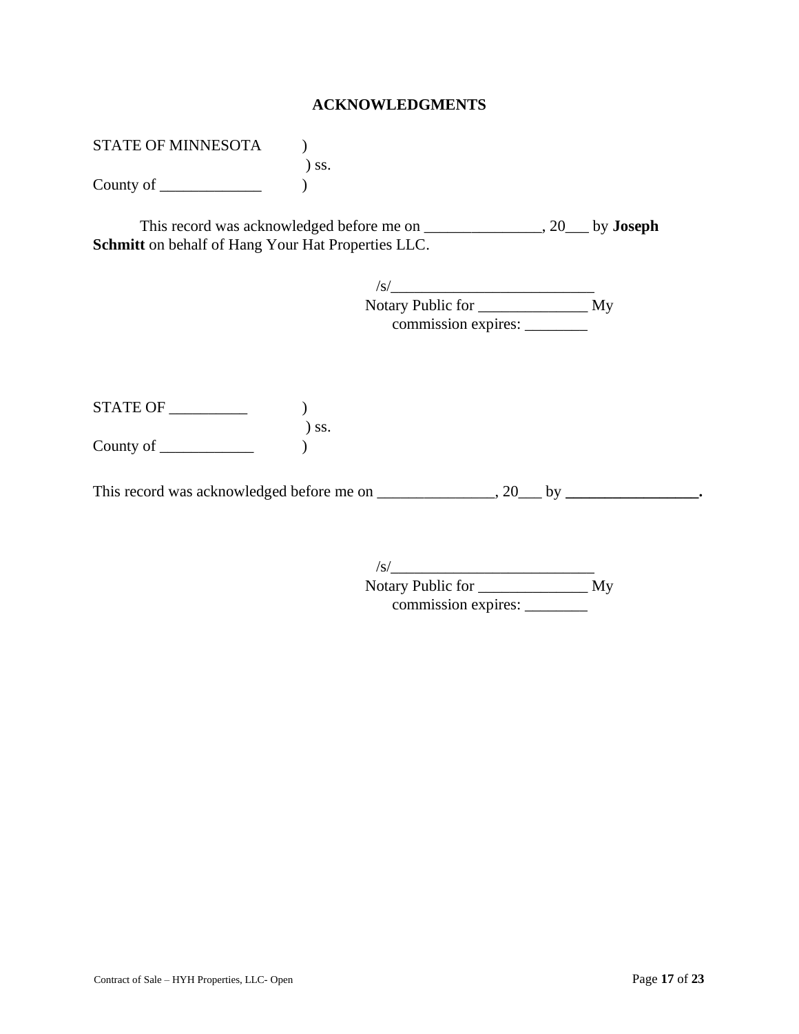## ACKNOWLEDGMENTS

STATE OF MINNESOTA )
) ss.
County of _____________ )

This record was acknowledged before me on _______________, 20___ by **Joseph Schmitt** on behalf of Hang Your Hat Properties LLC.

/s/___________________________
Notary Public for ______________ My commission expires: ________

STATE OF __________ )
) ss.
County of ____________ )

This record was acknowledged before me on _______________, 20___ by **_________________.**

/s/___________________________
Notary Public for ______________ My commission expires: ________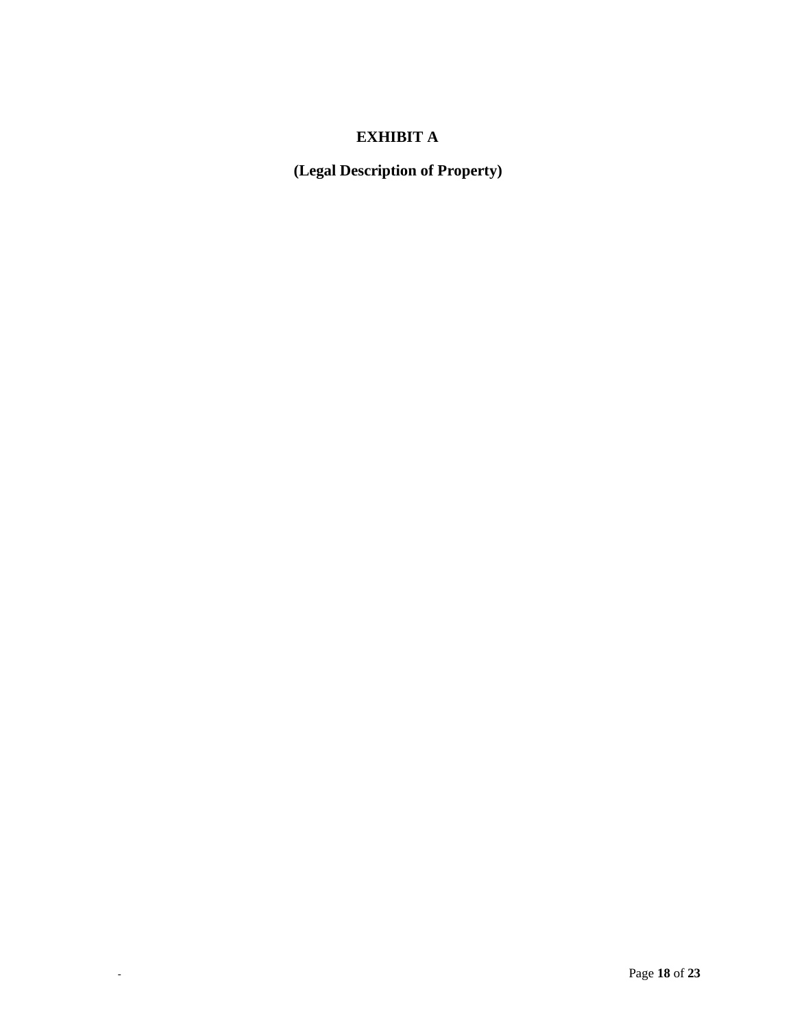# EXHIBIT A

## (Legal Description of Property)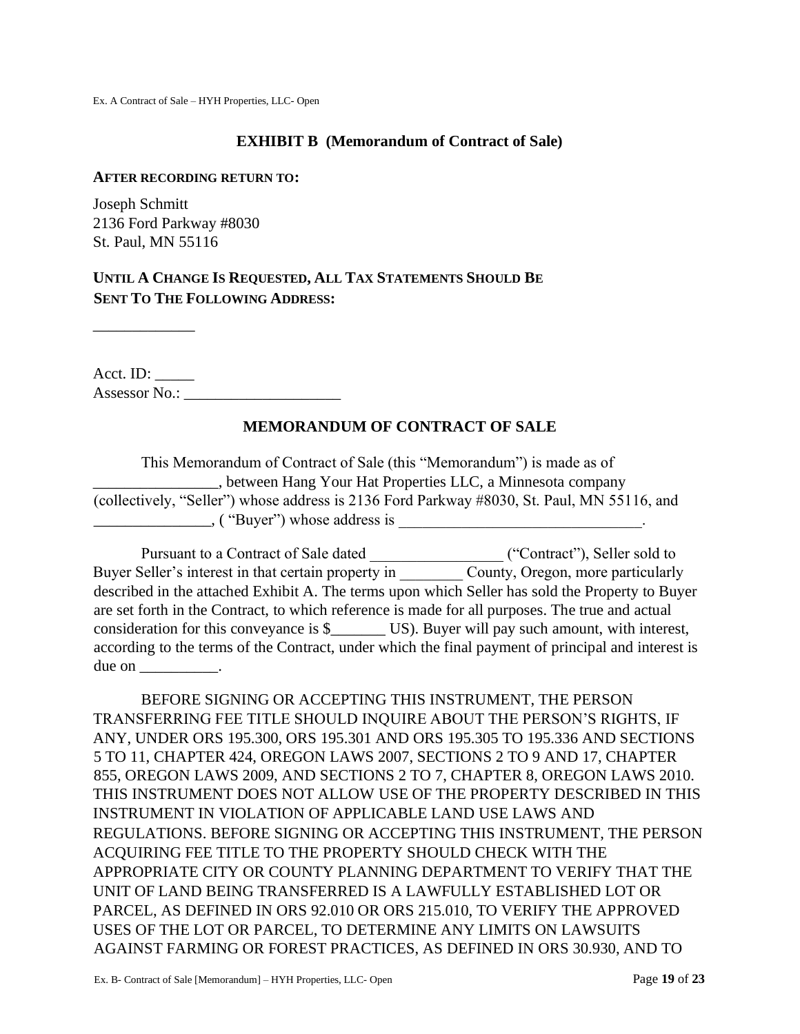## EXHIBIT B (Memorandum of Contract of Sale)

**AFTER RECORDING RETURN TO:**

Joseph Schmitt
2136 Ford Parkway #8030
St. Paul, MN 55116

**UNTIL A CHANGE IS REQUESTED, ALL TAX STATEMENTS SHOULD BE SENT TO THE FOLLOWING ADDRESS:**

_____________

Acct. ID: _____
Assessor No.: ____________________

## MEMORANDUM OF CONTRACT OF SALE

This Memorandum of Contract of Sale (this "Memorandum") is made as of ________________, between Hang Your Hat Properties LLC, a Minnesota company (collectively, "Seller") whose address is 2136 Ford Parkway #8030, St. Paul, MN 55116, and _______________, ( "Buyer") whose address is ________________________________.

Pursuant to a Contract of Sale dated _________________ ("Contract"), Seller sold to Buyer Seller's interest in that certain property in ________ County, Oregon, more particularly described in the attached Exhibit A. The terms upon which Seller has sold the Property to Buyer are set forth in the Contract, to which reference is made for all purposes. The true and actual consideration for this conveyance is $_______ US). Buyer will pay such amount, with interest, according to the terms of the Contract, under which the final payment of principal and interest is due on __________.

BEFORE SIGNING OR ACCEPTING THIS INSTRUMENT, THE PERSON TRANSFERRING FEE TITLE SHOULD INQUIRE ABOUT THE PERSON'S RIGHTS, IF ANY, UNDER ORS 195.300, ORS 195.301 AND ORS 195.305 TO 195.336 AND SECTIONS 5 TO 11, CHAPTER 424, OREGON LAWS 2007, SECTIONS 2 TO 9 AND 17, CHAPTER 855, OREGON LAWS 2009, AND SECTIONS 2 TO 7, CHAPTER 8, OREGON LAWS 2010. THIS INSTRUMENT DOES NOT ALLOW USE OF THE PROPERTY DESCRIBED IN THIS INSTRUMENT IN VIOLATION OF APPLICABLE LAND USE LAWS AND REGULATIONS. BEFORE SIGNING OR ACCEPTING THIS INSTRUMENT, THE PERSON ACQUIRING FEE TITLE TO THE PROPERTY SHOULD CHECK WITH THE APPROPRIATE CITY OR COUNTY PLANNING DEPARTMENT TO VERIFY THAT THE UNIT OF LAND BEING TRANSFERRED IS A LAWFULLY ESTABLISHED LOT OR PARCEL, AS DEFINED IN ORS 92.010 OR ORS 215.010, TO VERIFY THE APPROVED USES OF THE LOT OR PARCEL, TO DETERMINE ANY LIMITS ON LAWSUITS AGAINST FARMING OR FOREST PRACTICES, AS DEFINED IN ORS 30.930, AND TO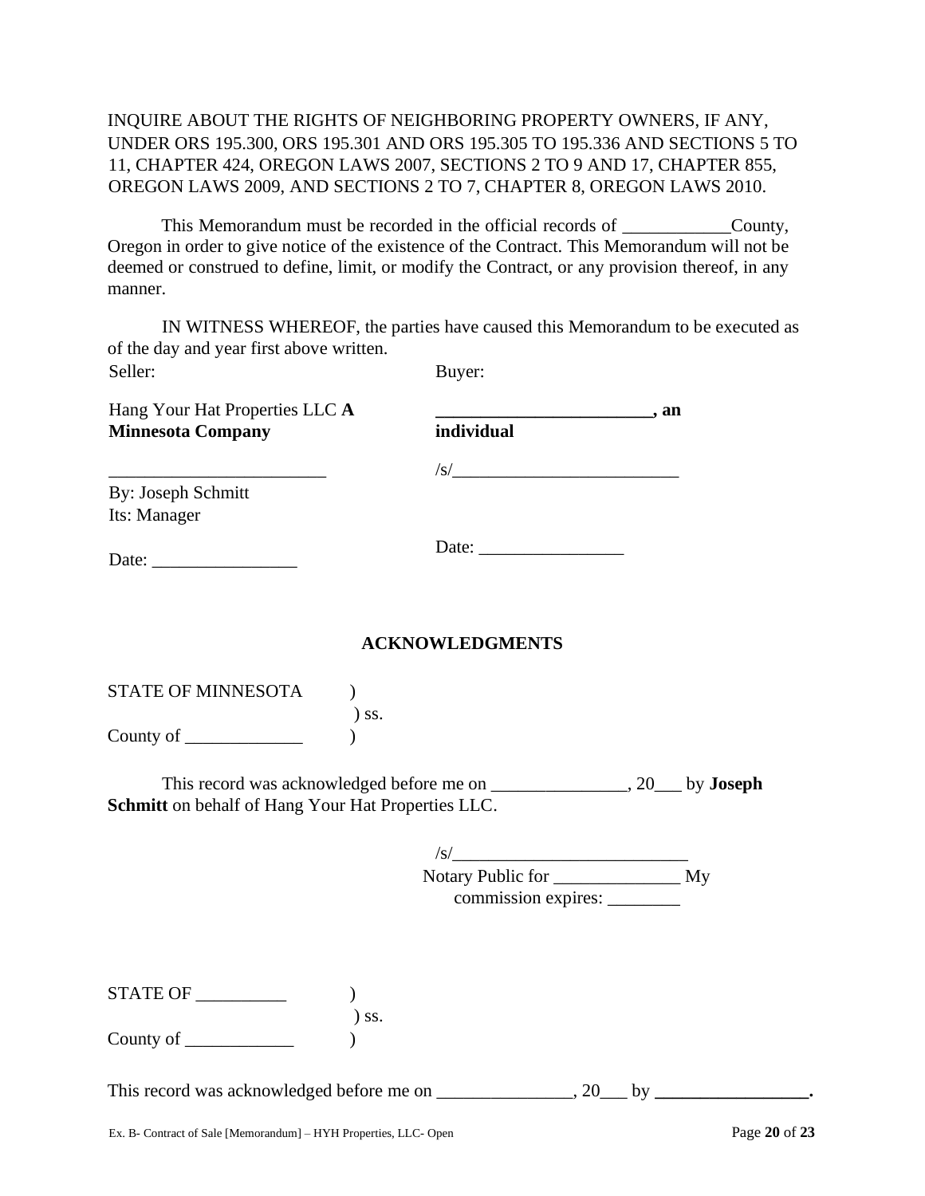INQUIRE ABOUT THE RIGHTS OF NEIGHBORING PROPERTY OWNERS, IF ANY, UNDER ORS 195.300, ORS 195.301 AND ORS 195.305 TO 195.336 AND SECTIONS 5 TO 11, CHAPTER 424, OREGON LAWS 2007, SECTIONS 2 TO 9 AND 17, CHAPTER 855, OREGON LAWS 2009, AND SECTIONS 2 TO 7, CHAPTER 8, OREGON LAWS 2010.

This Memorandum must be recorded in the official records of ____________County, Oregon in order to give notice of the existence of the Contract. This Memorandum will not be deemed or construed to define, limit, or modify the Contract, or any provision thereof, in any manner.

IN WITNESS WHEREOF, the parties have caused this Memorandum to be executed as of the day and year first above written.

| Seller: | Buyer: |
|---|---|
| Hang Your Hat Properties LLC **A Minnesota Company** | **_________________________, an individual** |
| _________________________ | /s/__________________________ |
| By: Joseph Schmitt | |
| Its: Manager | |
| Date: ________________ | Date: ________________ |

## ACKNOWLEDGMENTS

STATE OF MINNESOTA )
) ss.
County of _____________ )

This record was acknowledged before me on _______________, 20___ by **Joseph Schmitt** on behalf of Hang Your Hat Properties LLC.

/s/__________________________
Notary Public for ______________ My commission expires: ________

STATE OF __________ )
) ss.
County of ____________ )

This record was acknowledged before me on _______________, 20___ by **_________________.**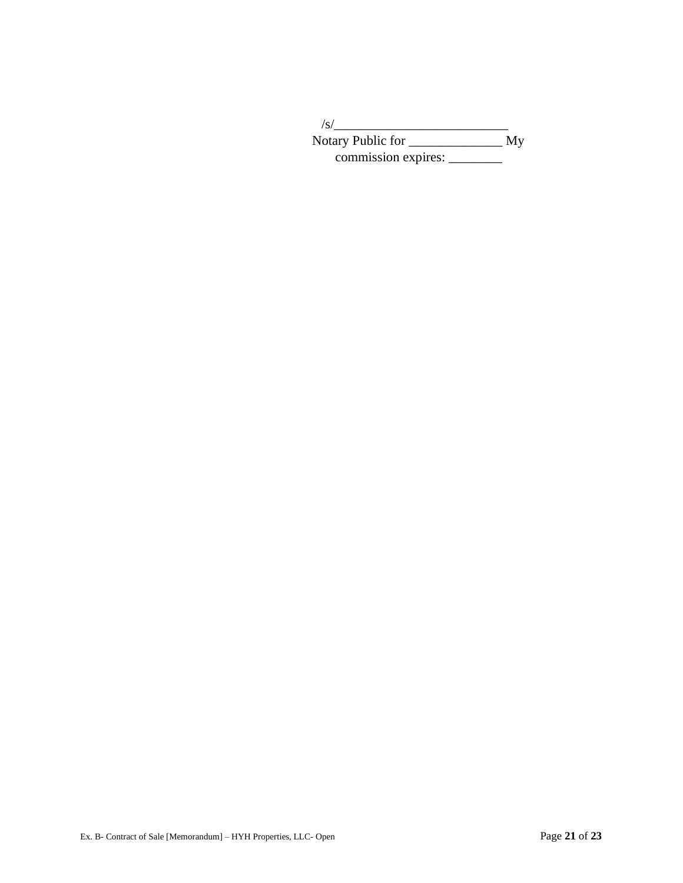/s/__________________________
Notary Public for ______________ My commission expires: ________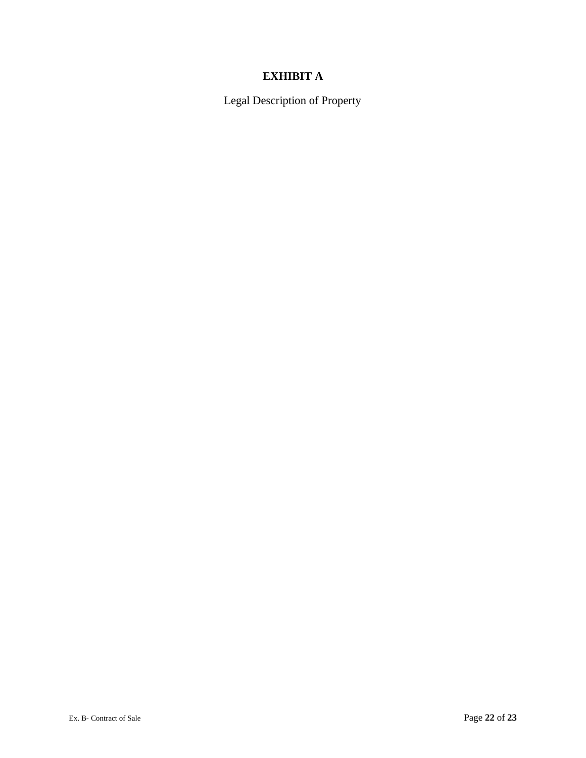# EXHIBIT A

Legal Description of Property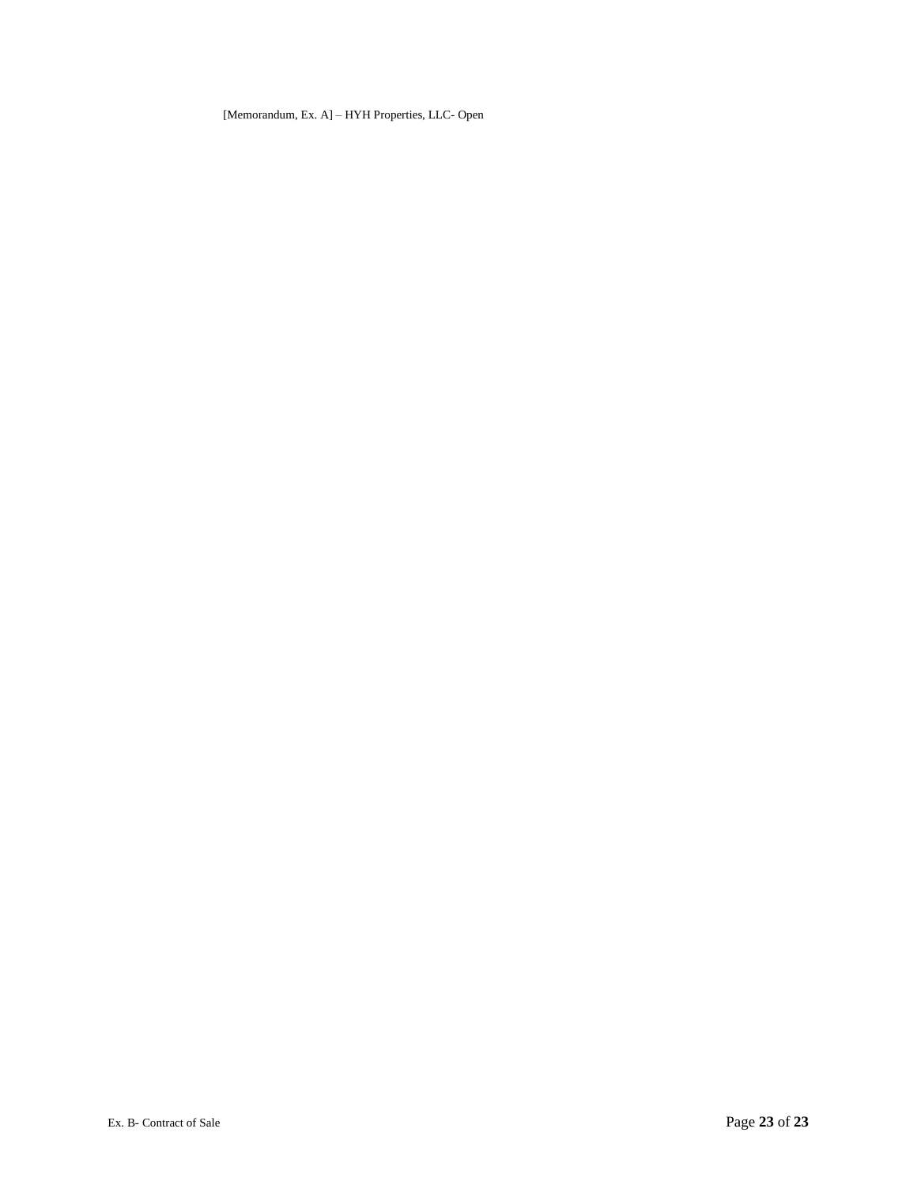[Memorandum, Ex. A] – HYH Properties, LLC- Open